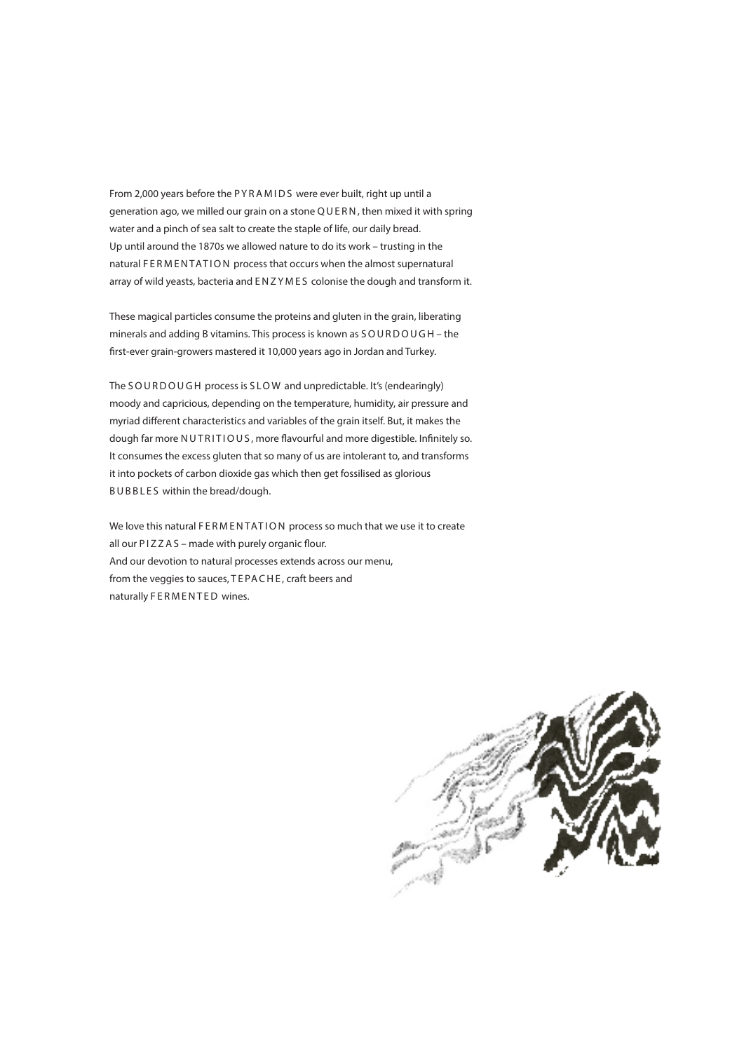From 2,000 years before the PYRAMIDS were ever built, right up until a generation ago, we milled our grain on a stone QUERN, then mixed it with spring water and a pinch of sea salt to create the staple of life, our daily bread.
Up until around the 1870s we allowed nature to do its work – trusting in the natural FERMENTATION process that occurs when the almost supernatural array of wild yeasts, bacteria and ENZYMES colonise the dough and transform it.

These magical particles consume the proteins and gluten in the grain, liberating minerals and adding B vitamins. This process is known as SOURDOUGH – the first-ever grain-growers mastered it 10,000 years ago in Jordan and Turkey.

The SOURDOUGH process is SLOW and unpredictable. It's (endearingly) moody and capricious, depending on the temperature, humidity, air pressure and myriad different characteristics and variables of the grain itself. But, it makes the dough far more NUTRITIOUS, more flavourful and more digestible. Infinitely so. It consumes the excess gluten that so many of us are intolerant to, and transforms it into pockets of carbon dioxide gas which then get fossilised as glorious BUBBLES within the bread/dough.

We love this natural FERMENTATION process so much that we use it to create all our PIZZAS – made with purely organic flour.
And our devotion to natural processes extends across our menu, from the veggies to sauces, TEPACHE, craft beers and naturally FERMENTED wines.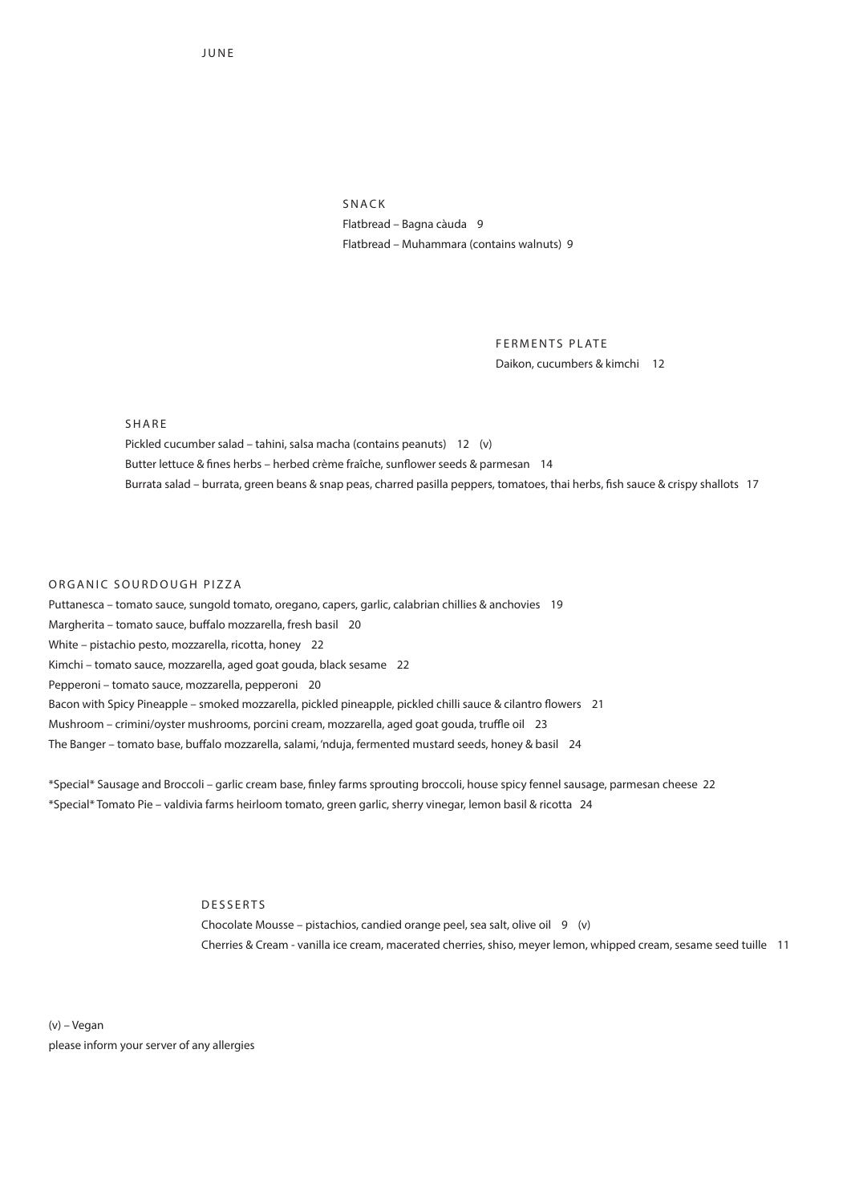JUNE

## SNACK

Flatbread – Bagna càuda 9

Flatbread – Muhammara (contains walnuts) 9

## FERMENTS PLATE

Daikon, cucumbers & kimchi 12

## SHARE

Pickled cucumber salad – tahini, salsa macha (contains peanuts) 12 (v)

Butter lettuce & fines herbs – herbed crème fraîche, sunflower seeds & parmesan 14

Burrata salad – burrata, green beans & snap peas, charred pasilla peppers, tomatoes, thai herbs, fish sauce & crispy shallots 17

## ORGANIC SOURDOUGH PIZZA

Puttanesca – tomato sauce, sungold tomato, oregano, capers, garlic, calabrian chillies & anchovies 19

Margherita – tomato sauce, buffalo mozzarella, fresh basil 20

White – pistachio pesto, mozzarella, ricotta, honey 22

Kimchi – tomato sauce, mozzarella, aged goat gouda, black sesame 22

Pepperoni – tomato sauce, mozzarella, pepperoni 20

Bacon with Spicy Pineapple – smoked mozzarella, pickled pineapple, pickled chilli sauce & cilantro flowers 21

Mushroom – crimini/oyster mushrooms, porcini cream, mozzarella, aged goat gouda, truffle oil 23

The Banger – tomato base, buffalo mozzarella, salami, 'nduja, fermented mustard seeds, honey & basil 24

*Special* Sausage and Broccoli – garlic cream base, finley farms sprouting broccoli, house spicy fennel sausage, parmesan cheese 22

*Special* Tomato Pie – valdivia farms heirloom tomato, green garlic, sherry vinegar, lemon basil & ricotta 24

## DESSERTS

Chocolate Mousse – pistachios, candied orange peel, sea salt, olive oil 9 (v)

Cherries & Cream - vanilla ice cream, macerated cherries, shiso, meyer lemon, whipped cream, sesame seed tuille 11

(v) – Vegan

please inform your server of any allergies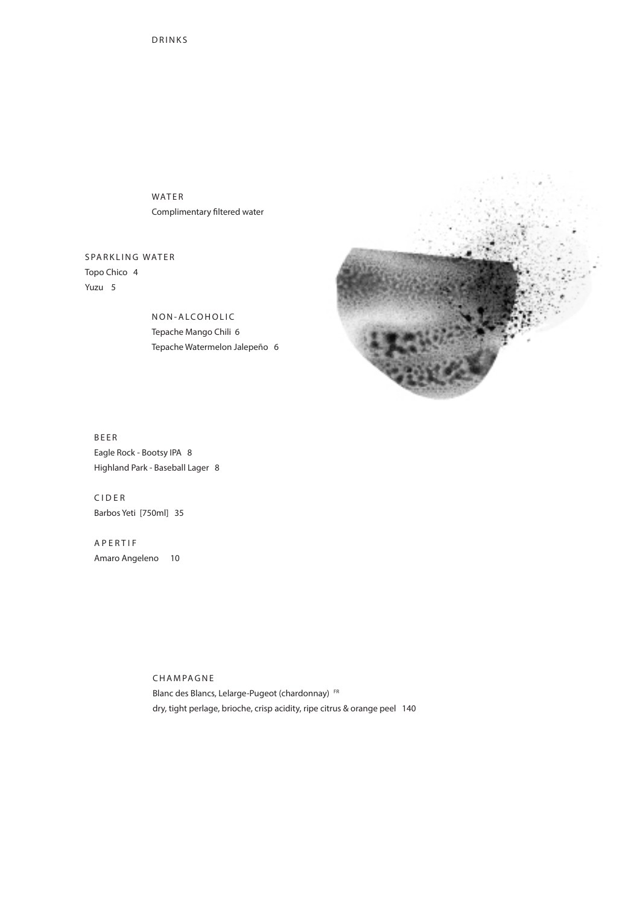# DRINKS

## WATER

Complimentary filtered water

## SPARKLING WATER

Topo Chico 4
Yuzu 5

## NON-ALCOHOLIC

Tepache Mango Chili 6
Tepache Watermelon Jalepeño 6

## BEER

Eagle Rock - Bootsy IPA 8
Highland Park - Baseball Lager 8

## CIDER

Barbos Yeti [750ml] 35

## APERTIF

Amaro Angeleno 10

## CHAMPAGNE

Blanc des Blancs, Lelarge-Pugeot (chardonnay) FR
dry, tight perlage, brioche, crisp acidity, ripe citrus & orange peel 140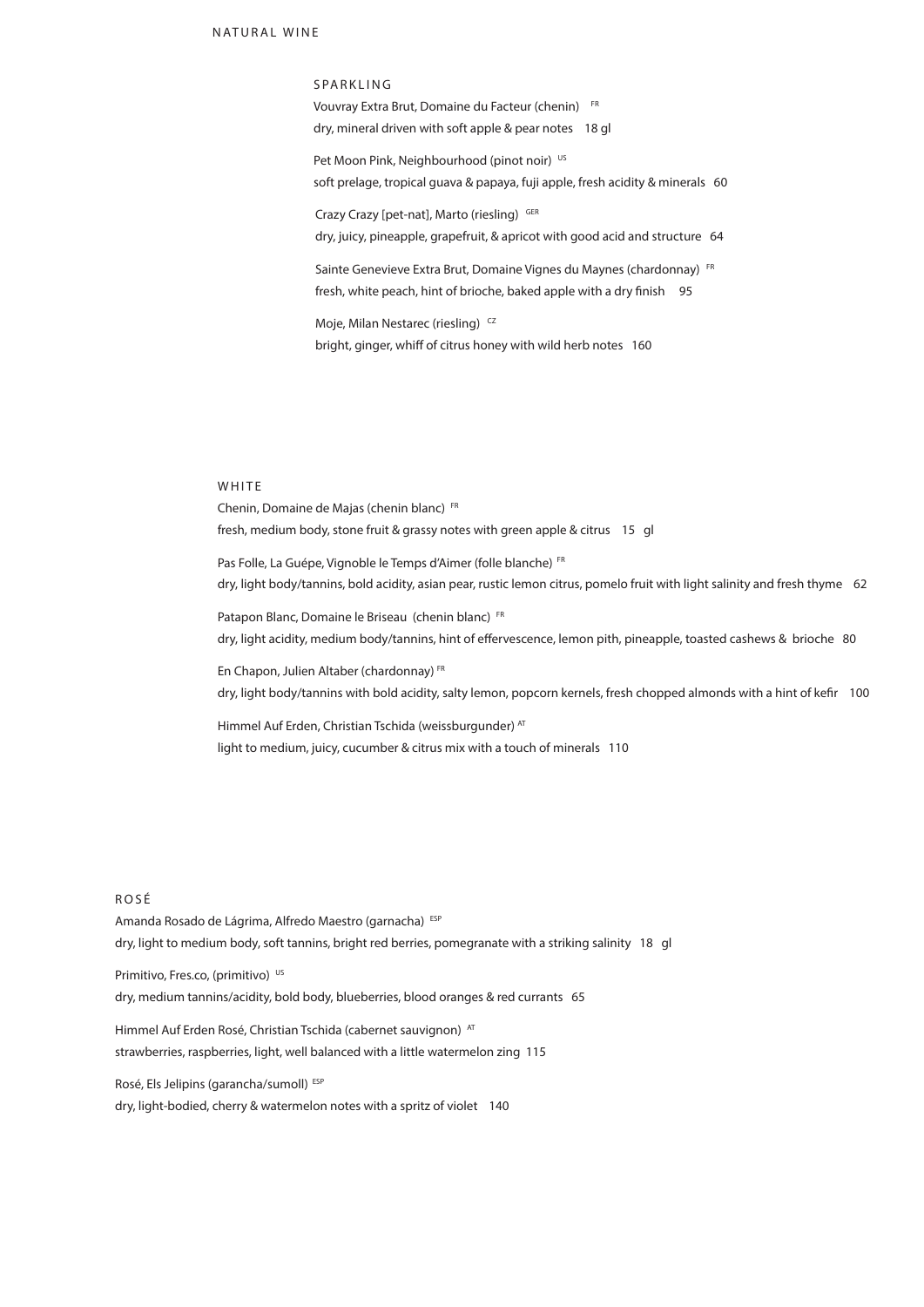# NATURAL WINE

## SPARKLING

Vouvray Extra Brut, Domaine du Facteur (chenin) FR
dry, mineral driven with soft apple & pear notes 18 gl

Pet Moon Pink, Neighbourhood (pinot noir) US
soft prelage, tropical guava & papaya, fuji apple, fresh acidity & minerals 60

Crazy Crazy [pet-nat], Marto (riesling) GER
dry, juicy, pineapple, grapefruit, & apricot with good acid and structure 64

Sainte Genevieve Extra Brut, Domaine Vignes du Maynes (chardonnay) FR
fresh, white peach, hint of brioche, baked apple with a dry finish 95

Moje, Milan Nestarec (riesling) CZ
bright, ginger, whiff of citrus honey with wild herb notes 160

## WHITE

Chenin, Domaine de Majas (chenin blanc) FR
fresh, medium body, stone fruit & grassy notes with green apple & citrus 15 gl

Pas Folle, La Guépe, Vignoble le Temps d'Aimer (folle blanche) FR
dry, light body/tannins, bold acidity, asian pear, rustic lemon citrus, pomelo fruit with light salinity and fresh thyme 62

Patapon Blanc, Domaine le Briseau (chenin blanc) FR
dry, light acidity, medium body/tannins, hint of effervescence, lemon pith, pineapple, toasted cashews & brioche 80

En Chapon, Julien Altaber (chardonnay) FR
dry, light body/tannins with bold acidity, salty lemon, popcorn kernels, fresh chopped almonds with a hint of kefir 100

Himmel Auf Erden, Christian Tschida (weissburgunder) AT
light to medium, juicy, cucumber & citrus mix with a touch of minerals 110

## ROSÉ

Amanda Rosado de Lágrima, Alfredo Maestro (garnacha) ESP
dry, light to medium body, soft tannins, bright red berries, pomegranate with a striking salinity 18 gl

Primitivo, Fres.co, (primitivo) US
dry, medium tannins/acidity, bold body, blueberries, blood oranges & red currants 65

Himmel Auf Erden Rosé, Christian Tschida (cabernet sauvignon) AT
strawberries, raspberries, light, well balanced with a little watermelon zing 115

Rosé, Els Jelipins (garancha/sumoll) ESP
dry, light-bodied, cherry & watermelon notes with a spritz of violet 140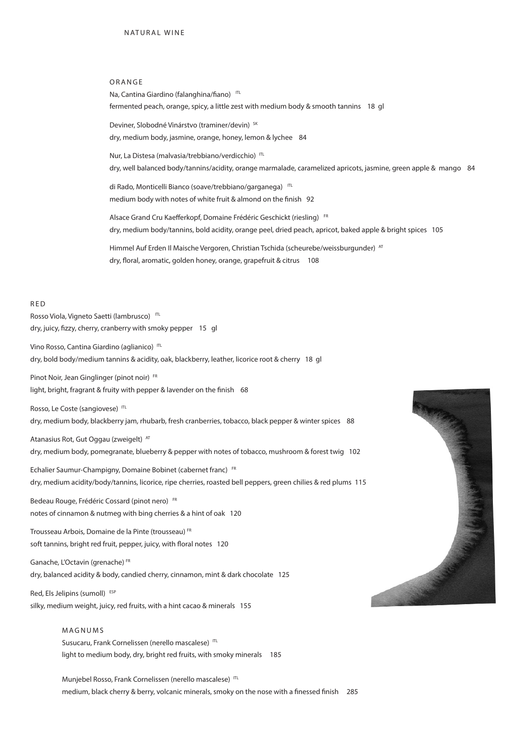# NATURAL WINE

## ORANGE

Na, Cantina Giardino (falanghina/fiano) ITL
fermented peach, orange, spicy, a little zest with medium body & smooth tannins 18 gl

Deviner, Slobodné Vinárstvo (traminer/devin) SK
dry, medium body, jasmine, orange, honey, lemon & lychee 84

Nur, La Distesa (malvasia/trebbiano/verdicchio) ITL
dry, well balanced body/tannins/acidity, orange marmalade, caramelized apricots, jasmine, green apple & mango 84

di Rado, Monticelli Bianco (soave/trebbiano/garganega) ITL
medium body with notes of white fruit & almond on the finish 92

Alsace Grand Cru Kaefferkopf, Domaine Frédéric Geschickt (riesling) FR
dry, medium body/tannins, bold acidity, orange peel, dried peach, apricot, baked apple & bright spices 105

Himmel Auf Erden Il Maische Vergoren, Christian Tschida (scheurebe/weissburgunder) AT
dry, floral, aromatic, golden honey, orange, grapefruit & citrus 108

## RED

Rosso Viola, Vigneto Saetti (lambrusco) ITL
dry, juicy, fizzy, cherry, cranberry with smoky pepper 15 gl

Vino Rosso, Cantina Giardino (aglianico) ITL
dry, bold body/medium tannins & acidity, oak, blackberry, leather, licorice root & cherry 18 gl

Pinot Noir, Jean Ginglinger (pinot noir) FR
light, bright, fragrant & fruity with pepper & lavender on the finish 68

Rosso, Le Coste (sangiovese) ITL
dry, medium body, blackberry jam, rhubarb, fresh cranberries, tobacco, black pepper & winter spices 88

Atanasius Rot, Gut Oggau (zweigelt) AT
dry, medium body, pomegranate, blueberry & pepper with notes of tobacco, mushroom & forest twig 102

Echalier Saumur-Champigny, Domaine Bobinet (cabernet franc) FR
dry, medium acidity/body/tannins, licorice, ripe cherries, roasted bell peppers, green chilies & red plums 115

Bedeau Rouge, Frédéric Cossard (pinot nero) FR
notes of cinnamon & nutmeg with bing cherries & a hint of oak 120

Trousseau Arbois, Domaine de la Pinte (trousseau) FR
soft tannins, bright red fruit, pepper, juicy, with floral notes 120

Ganache, L'Octavin (grenache) FR
dry, balanced acidity & body, candied cherry, cinnamon, mint & dark chocolate 125

Red, Els Jelipins (sumoll) ESP
silky, medium weight, juicy, red fruits, with a hint cacao & minerals 155

### MAGNUMS

Susucaru, Frank Cornelissen (nerello mascalese) ITL
light to medium body, dry, bright red fruits, with smoky minerals 185

Munjebel Rosso, Frank Cornelissen (nerello mascalese) ITL
medium, black cherry & berry, volcanic minerals, smoky on the nose with a finessed finish 285